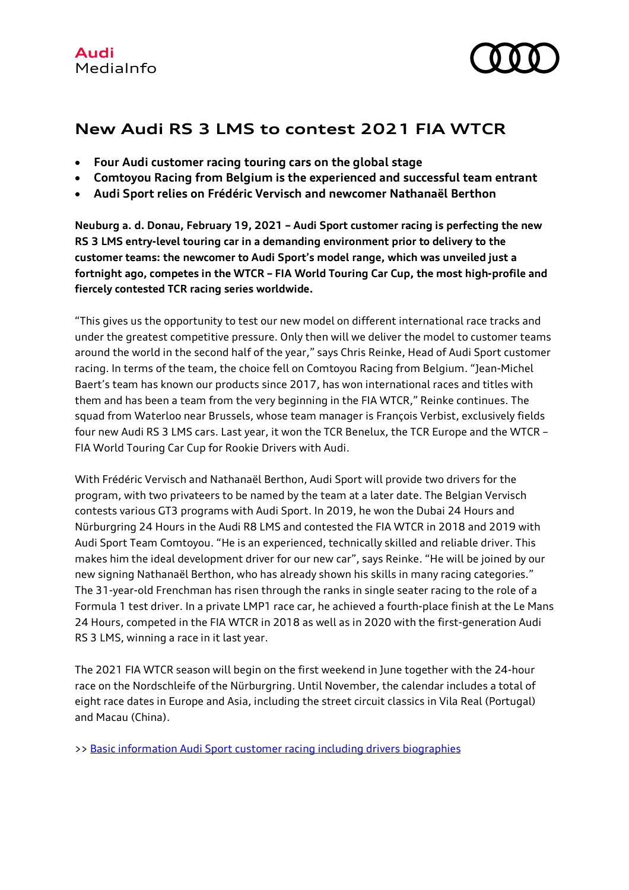Audi
MediaInfo

# New Audi RS 3 LMS to contest 2021 FIA WTCR

- **Four Audi customer racing touring cars on the global stage**
- **Comtoyou Racing from Belgium is the experienced and successful team entrant**
- **Audi Sport relies on Frédéric Vervisch and newcomer Nathanaël Berthon**

**Neuburg a. d. Donau, February 19, 2021 – Audi Sport customer racing is perfecting the new RS 3 LMS entry-level touring car in a demanding environment prior to delivery to the customer teams: the newcomer to Audi Sport's model range, which was unveiled just a fortnight ago, competes in the WTCR – FIA World Touring Car Cup, the most high-profile and fiercely contested TCR racing series worldwide.**

"This gives us the opportunity to test our new model on different international race tracks and under the greatest competitive pressure. Only then will we deliver the model to customer teams around the world in the second half of the year," says Chris Reinke, Head of Audi Sport customer racing. In terms of the team, the choice fell on Comtoyou Racing from Belgium. "Jean-Michel Baert's team has known our products since 2017, has won international races and titles with them and has been a team from the very beginning in the FIA WTCR," Reinke continues. The squad from Waterloo near Brussels, whose team manager is François Verbist, exclusively fields four new Audi RS 3 LMS cars. Last year, it won the TCR Benelux, the TCR Europe and the WTCR – FIA World Touring Car Cup for Rookie Drivers with Audi.

With Frédéric Vervisch and Nathanaël Berthon, Audi Sport will provide two drivers for the program, with two privateers to be named by the team at a later date. The Belgian Vervisch contests various GT3 programs with Audi Sport. In 2019, he won the Dubai 24 Hours and Nürburgring 24 Hours in the Audi R8 LMS and contested the FIA WTCR in 2018 and 2019 with Audi Sport Team Comtoyou. "He is an experienced, technically skilled and reliable driver. This makes him the ideal development driver for our new car", says Reinke. "He will be joined by our new signing Nathanaël Berthon, who has already shown his skills in many racing categories." The 31-year-old Frenchman has risen through the ranks in single seater racing to the role of a Formula 1 test driver. In a private LMP1 race car, he achieved a fourth-place finish at the Le Mans 24 Hours, competed in the FIA WTCR in 2018 as well as in 2020 with the first-generation Audi RS 3 LMS, winning a race in it last year.

The 2021 FIA WTCR season will begin on the first weekend in June together with the 24-hour race on the Nordschleife of the Nürburgring. Until November, the calendar includes a total of eight race dates in Europe and Asia, including the street circuit classics in Vila Real (Portugal) and Macau (China).

>> Basic information Audi Sport customer racing including drivers biographies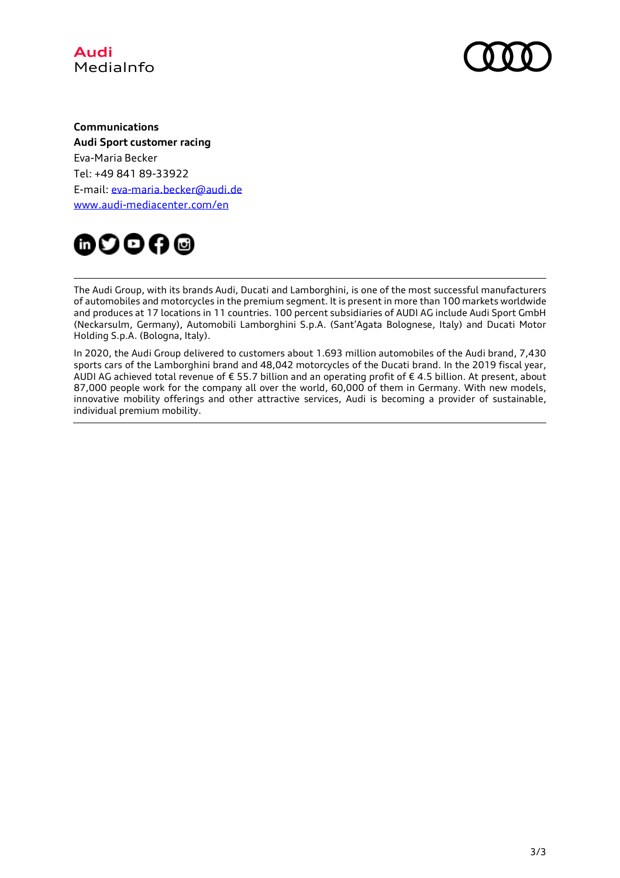**Communications**
**Audi Sport customer racing**
Eva-Maria Becker
Tel: +49 841 89-33922
E-mail: eva-maria.becker@audi.de
www.audi-mediacenter.com/en

---

The Audi Group, with its brands Audi, Ducati and Lamborghini, is one of the most successful manufacturers of automobiles and motorcycles in the premium segment. It is present in more than 100 markets worldwide and produces at 17 locations in 11 countries. 100 percent subsidiaries of AUDI AG include Audi Sport GmbH (Neckarsulm, Germany), Automobili Lamborghini S.p.A. (Sant'Agata Bolognese, Italy) and Ducati Motor Holding S.p.A. (Bologna, Italy).

In 2020, the Audi Group delivered to customers about 1.693 million automobiles of the Audi brand, 7,430 sports cars of the Lamborghini brand and 48,042 motorcycles of the Ducati brand. In the 2019 fiscal year, AUDI AG achieved total revenue of € 55.7 billion and an operating profit of € 4.5 billion. At present, about 87,000 people work for the company all over the world, 60,000 of them in Germany. With new models, innovative mobility offerings and other attractive services, Audi is becoming a provider of sustainable, individual premium mobility.

---